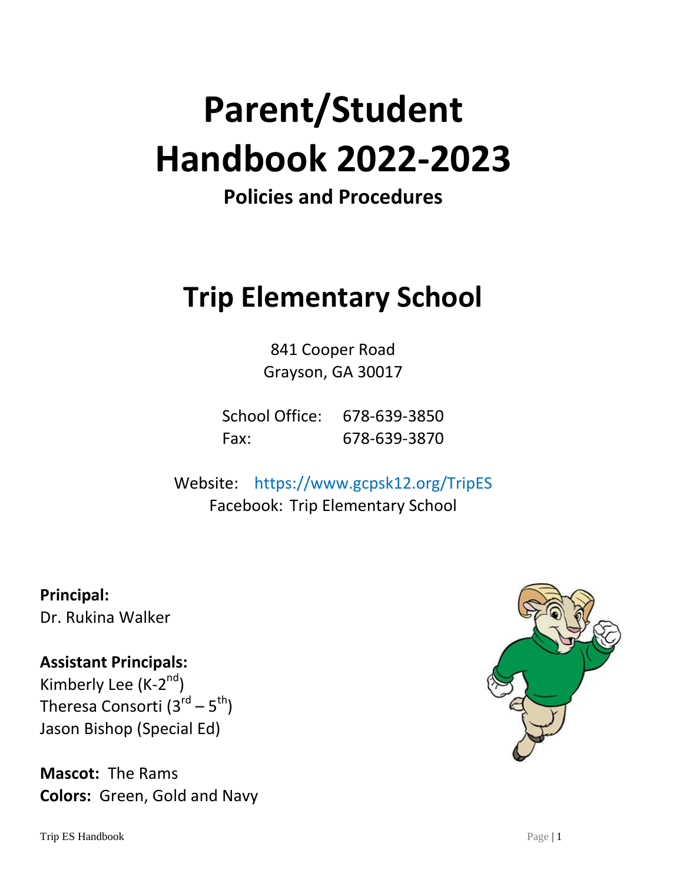# Parent/Student Handbook 2022-2023

**Policies and Procedures**

# Trip Elementary School

841 Cooper Road
Grayson, GA 30017

School Office: 678-639-3850
Fax: 678-639-3870

Website: https://www.gcpsk12.org/TripES
Facebook: Trip Elementary School

**Principal:**
Dr. Rukina Walker

**Assistant Principals:**
Kimberly Lee (K-2nd)
Theresa Consorti (3rd – 5th)
Jason Bishop (Special Ed)

**Mascot:** The Rams
**Colors:** Green, Gold and Navy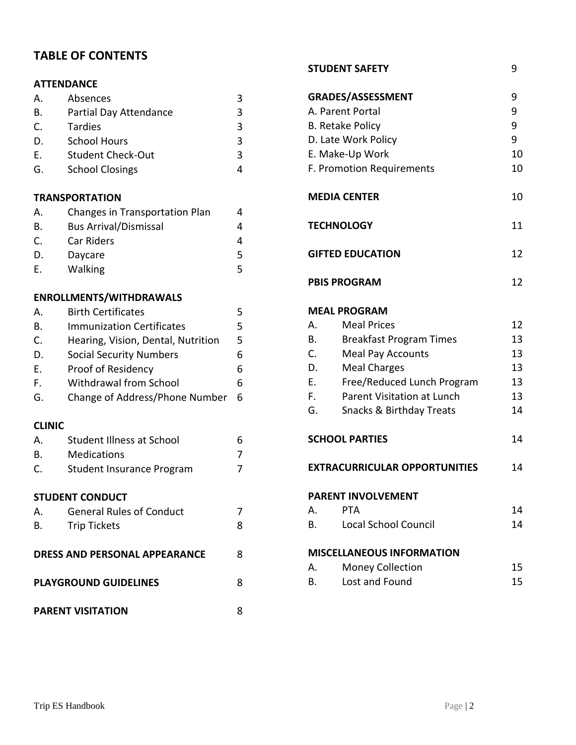## TABLE OF CONTENTS

**ATTENDANCE**

| | | |
|---|---|---|
| A. | Absences | 3 |
| B. | Partial Day Attendance | 3 |
| C. | Tardies | 3 |
| D. | School Hours | 3 |
| E. | Student Check-Out | 3 |
| G. | School Closings | 4 |

**TRANSPORTATION**

| | | |
|---|---|---|
| A. | Changes in Transportation Plan | 4 |
| B. | Bus Arrival/Dismissal | 4 |
| C. | Car Riders | 4 |
| D. | Daycare | 5 |
| E. | Walking | 5 |

**ENROLLMENTS/WITHDRAWALS**

| | | |
|---|---|---|
| A. | Birth Certificates | 5 |
| B. | Immunization Certificates | 5 |
| C. | Hearing, Vision, Dental, Nutrition | 5 |
| D. | Social Security Numbers | 6 |
| E. | Proof of Residency | 6 |
| F. | Withdrawal from School | 6 |
| G. | Change of Address/Phone Number | 6 |

**CLINIC**

| | | |
|---|---|---|
| A. | Student Illness at School | 6 |
| B. | Medications | 7 |
| C. | Student Insurance Program | 7 |

**STUDENT CONDUCT**

| | | |
|---|---|---|
| A. | General Rules of Conduct | 7 |
| B. | Trip Tickets | 8 |

**DRESS AND PERSONAL APPEARANCE** 8

**PLAYGROUND GUIDELINES** 8

**PARENT VISITATION** 8

**STUDENT SAFETY** 9

**GRADES/ASSESSMENT** 9

| | |
|---|---|
| A. Parent Portal | 9 |
| B. Retake Policy | 9 |
| D. Late Work Policy | 9 |
| E. Make-Up Work | 10 |
| F. Promotion Requirements | 10 |

**MEDIA CENTER** 10

**TECHNOLOGY** 11

**GIFTED EDUCATION** 12

**PBIS PROGRAM** 12

**MEAL PROGRAM**

| | | |
|---|---|---|
| A. | Meal Prices | 12 |
| B. | Breakfast Program Times | 13 |
| C. | Meal Pay Accounts | 13 |
| D. | Meal Charges | 13 |
| E. | Free/Reduced Lunch Program | 13 |
| F. | Parent Visitation at Lunch | 13 |
| G. | Snacks & Birthday Treats | 14 |

**SCHOOL PARTIES** 14

**EXTRACURRICULAR OPPORTUNITIES** 14

**PARENT INVOLVEMENT**

| | | |
|---|---|---|
| A. | PTA | 14 |
| B. | Local School Council | 14 |

**MISCELLANEOUS INFORMATION**

| | | |
|---|---|---|
| A. | Money Collection | 15 |
| B. | Lost and Found | 15 |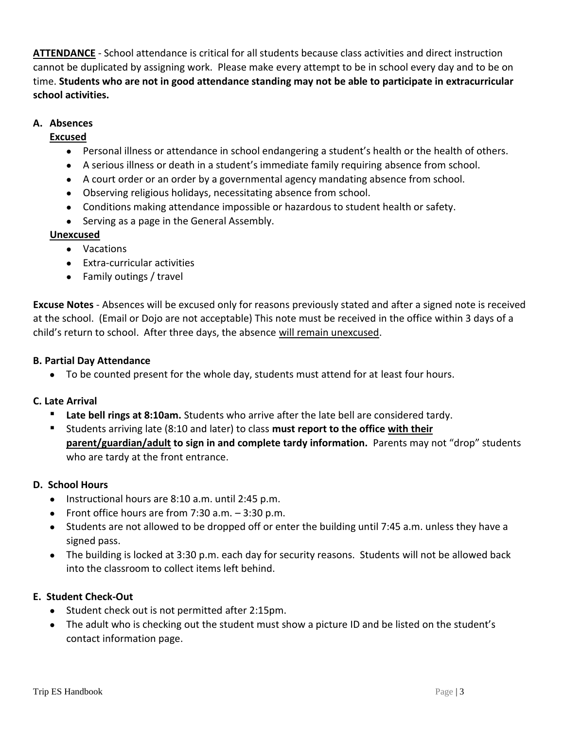**ATTENDANCE** - School attendance is critical for all students because class activities and direct instruction cannot be duplicated by assigning work. Please make every attempt to be in school every day and to be on time. **Students who are not in good attendance standing may not be able to participate in extracurricular school activities.**

### A. Absences

**Excused**

- Personal illness or attendance in school endangering a student's health or the health of others.
- A serious illness or death in a student's immediate family requiring absence from school.
- A court order or an order by a governmental agency mandating absence from school.
- Observing religious holidays, necessitating absence from school.
- Conditions making attendance impossible or hazardous to student health or safety.
- Serving as a page in the General Assembly.

**Unexcused**

- Vacations
- Extra-curricular activities
- Family outings / travel

**Excuse Notes** - Absences will be excused only for reasons previously stated and after a signed note is received at the school. (Email or Dojo are not acceptable) This note must be received in the office within 3 days of a child's return to school. After three days, the absence will remain unexcused.

### B. Partial Day Attendance

- To be counted present for the whole day, students must attend for at least four hours.

### C. Late Arrival

- **Late bell rings at 8:10am.** Students who arrive after the late bell are considered tardy.
- Students arriving late (8:10 and later) to class **must report to the office with their parent/guardian/adult to sign in and complete tardy information.** Parents may not "drop" students who are tardy at the front entrance.

### D. School Hours

- Instructional hours are 8:10 a.m. until 2:45 p.m.
- Front office hours are from 7:30 a.m. – 3:30 p.m.
- Students are not allowed to be dropped off or enter the building until 7:45 a.m. unless they have a signed pass.
- The building is locked at 3:30 p.m. each day for security reasons. Students will not be allowed back into the classroom to collect items left behind.

### E. Student Check-Out

- Student check out is not permitted after 2:15pm.
- The adult who is checking out the student must show a picture ID and be listed on the student's contact information page.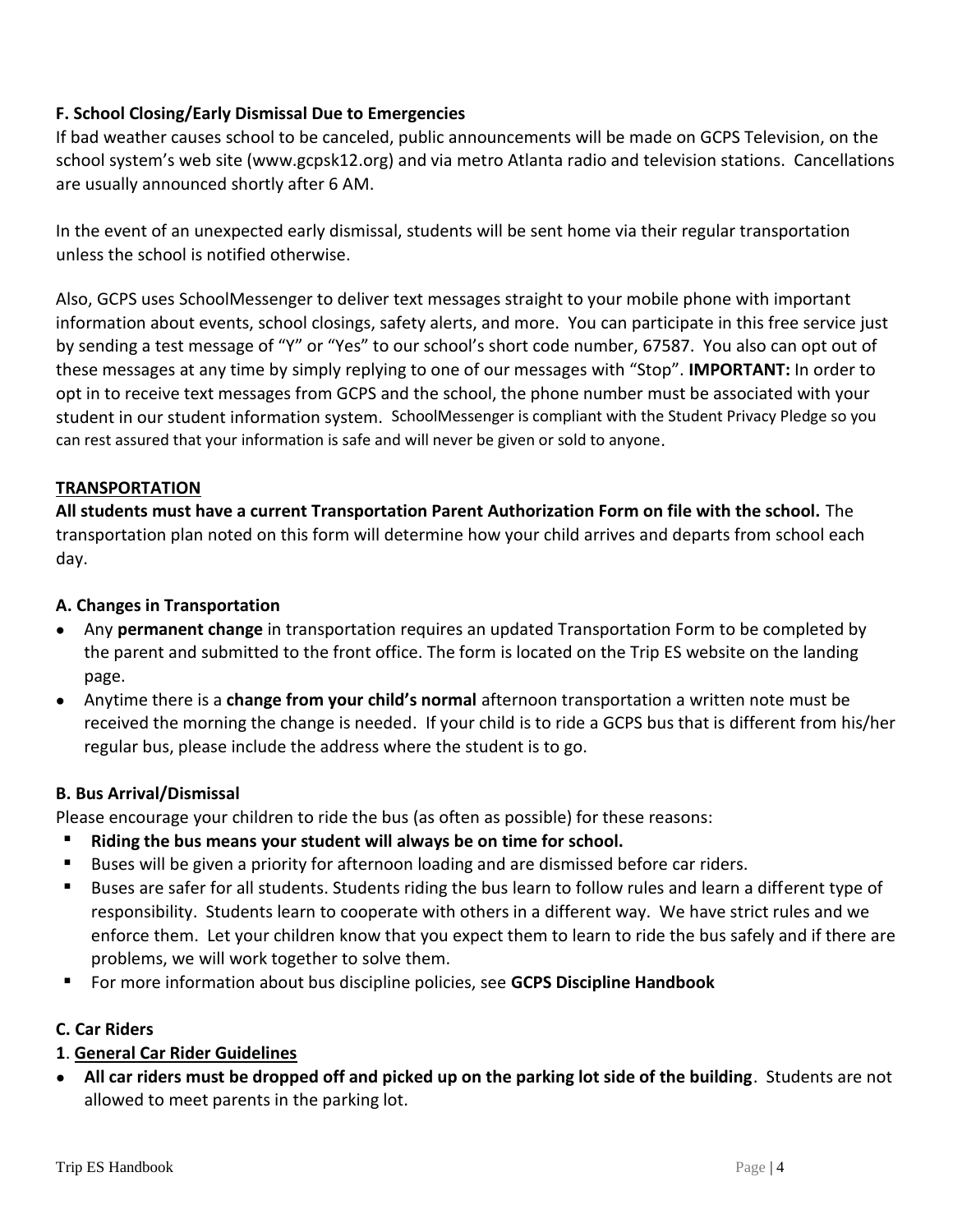**F. School Closing/Early Dismissal Due to Emergencies**

If bad weather causes school to be canceled, public announcements will be made on GCPS Television, on the school system's web site (www.gcpsk12.org) and via metro Atlanta radio and television stations. Cancellations are usually announced shortly after 6 AM.

In the event of an unexpected early dismissal, students will be sent home via their regular transportation unless the school is notified otherwise.

Also, GCPS uses SchoolMessenger to deliver text messages straight to your mobile phone with important information about events, school closings, safety alerts, and more. You can participate in this free service just by sending a test message of "Y" or "Yes" to our school's short code number, 67587. You also can opt out of these messages at any time by simply replying to one of our messages with "Stop". **IMPORTANT:** In order to opt in to receive text messages from GCPS and the school, the phone number must be associated with your student in our student information system. SchoolMessenger is compliant with the Student Privacy Pledge so you can rest assured that your information is safe and will never be given or sold to anyone.

## TRANSPORTATION

**All students must have a current Transportation Parent Authorization Form on file with the school.** The transportation plan noted on this form will determine how your child arrives and departs from school each day.

**A. Changes in Transportation**

- Any **permanent change** in transportation requires an updated Transportation Form to be completed by the parent and submitted to the front office. The form is located on the Trip ES website on the landing page.
- Anytime there is a **change from your child's normal** afternoon transportation a written note must be received the morning the change is needed. If your child is to ride a GCPS bus that is different from his/her regular bus, please include the address where the student is to go.

**B. Bus Arrival/Dismissal**

Please encourage your children to ride the bus (as often as possible) for these reasons:

- **Riding the bus means your student will always be on time for school.**
- Buses will be given a priority for afternoon loading and are dismissed before car riders.
- Buses are safer for all students. Students riding the bus learn to follow rules and learn a different type of responsibility. Students learn to cooperate with others in a different way. We have strict rules and we enforce them. Let your children know that you expect them to learn to ride the bus safely and if there are problems, we will work together to solve them.
- For more information about bus discipline policies, see **GCPS Discipline Handbook**

**C. Car Riders**

**1**. **General Car Rider Guidelines**

- **All car riders must be dropped off and picked up on the parking lot side of the building**. Students are not allowed to meet parents in the parking lot.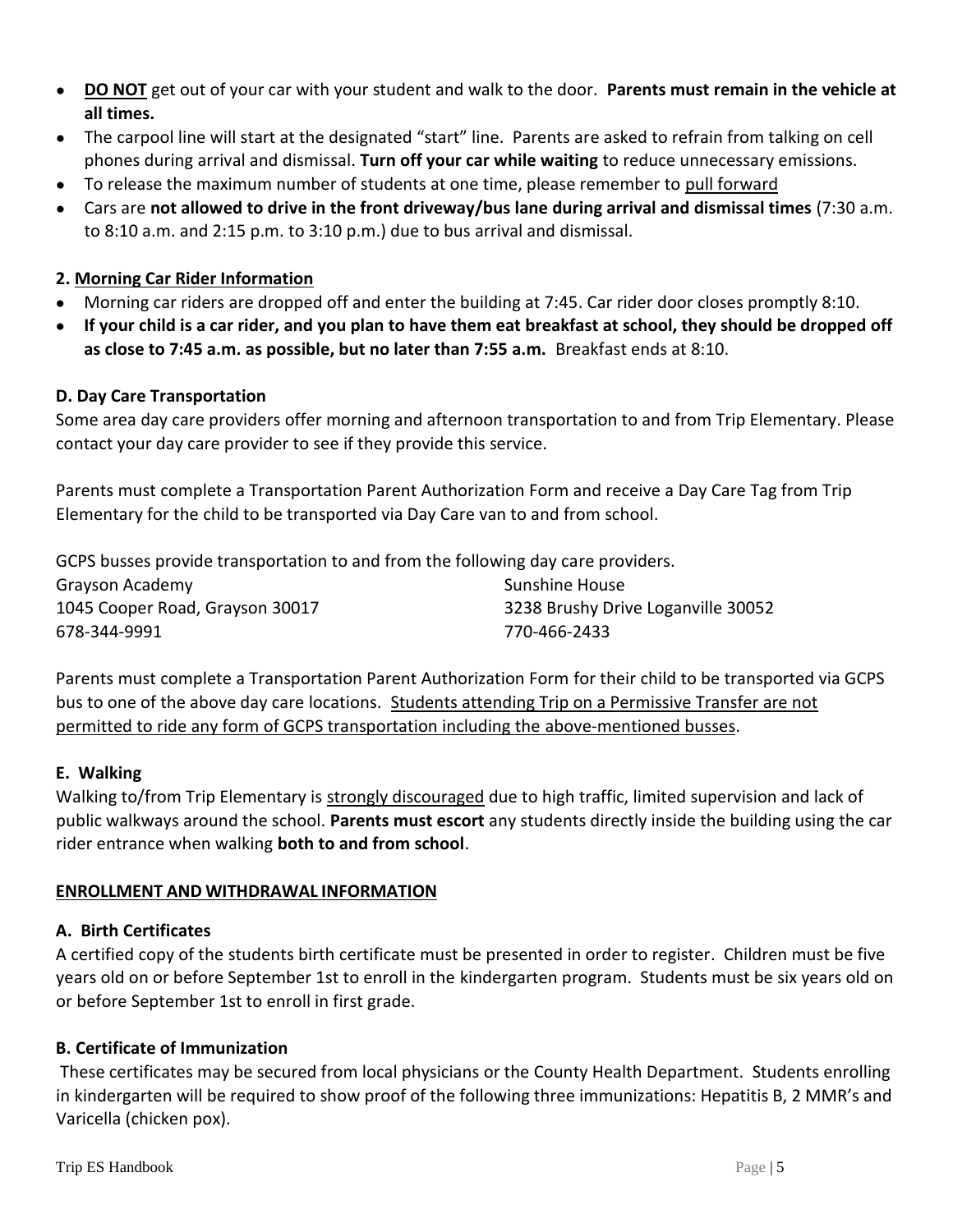- **DO NOT** get out of your car with your student and walk to the door. **Parents must remain in the vehicle at all times.**
- The carpool line will start at the designated "start" line. Parents are asked to refrain from talking on cell phones during arrival and dismissal. **Turn off your car while waiting** to reduce unnecessary emissions.
- To release the maximum number of students at one time, please remember to pull forward
- Cars are **not allowed to drive in the front driveway/bus lane during arrival and dismissal times** (7:30 a.m. to 8:10 a.m. and 2:15 p.m. to 3:10 p.m.) due to bus arrival and dismissal.

**2. Morning Car Rider Information**

- Morning car riders are dropped off and enter the building at 7:45. Car rider door closes promptly 8:10.
- **If your child is a car rider, and you plan to have them eat breakfast at school, they should be dropped off as close to 7:45 a.m. as possible, but no later than 7:55 a.m.** Breakfast ends at 8:10.

**D. Day Care Transportation**

Some area day care providers offer morning and afternoon transportation to and from Trip Elementary. Please contact your day care provider to see if they provide this service.

Parents must complete a Transportation Parent Authorization Form and receive a Day Care Tag from Trip Elementary for the child to be transported via Day Care van to and from school.

GCPS busses provide transportation to and from the following day care providers.

Grayson Academy
1045 Cooper Road, Grayson 30017
678-344-9991

Sunshine House
3238 Brushy Drive Loganville 30052
770-466-2433

Parents must complete a Transportation Parent Authorization Form for their child to be transported via GCPS bus to one of the above day care locations. Students attending Trip on a Permissive Transfer are not permitted to ride any form of GCPS transportation including the above-mentioned busses.

**E. Walking**

Walking to/from Trip Elementary is strongly discouraged due to high traffic, limited supervision and lack of public walkways around the school. **Parents must escort** any students directly inside the building using the car rider entrance when walking **both to and from school**.

## ENROLLMENT AND WITHDRAWAL INFORMATION

**A. Birth Certificates**

A certified copy of the students birth certificate must be presented in order to register. Children must be five years old on or before September 1st to enroll in the kindergarten program. Students must be six years old on or before September 1st to enroll in first grade.

**B. Certificate of Immunization**

These certificates may be secured from local physicians or the County Health Department. Students enrolling in kindergarten will be required to show proof of the following three immunizations: Hepatitis B, 2 MMR's and Varicella (chicken pox).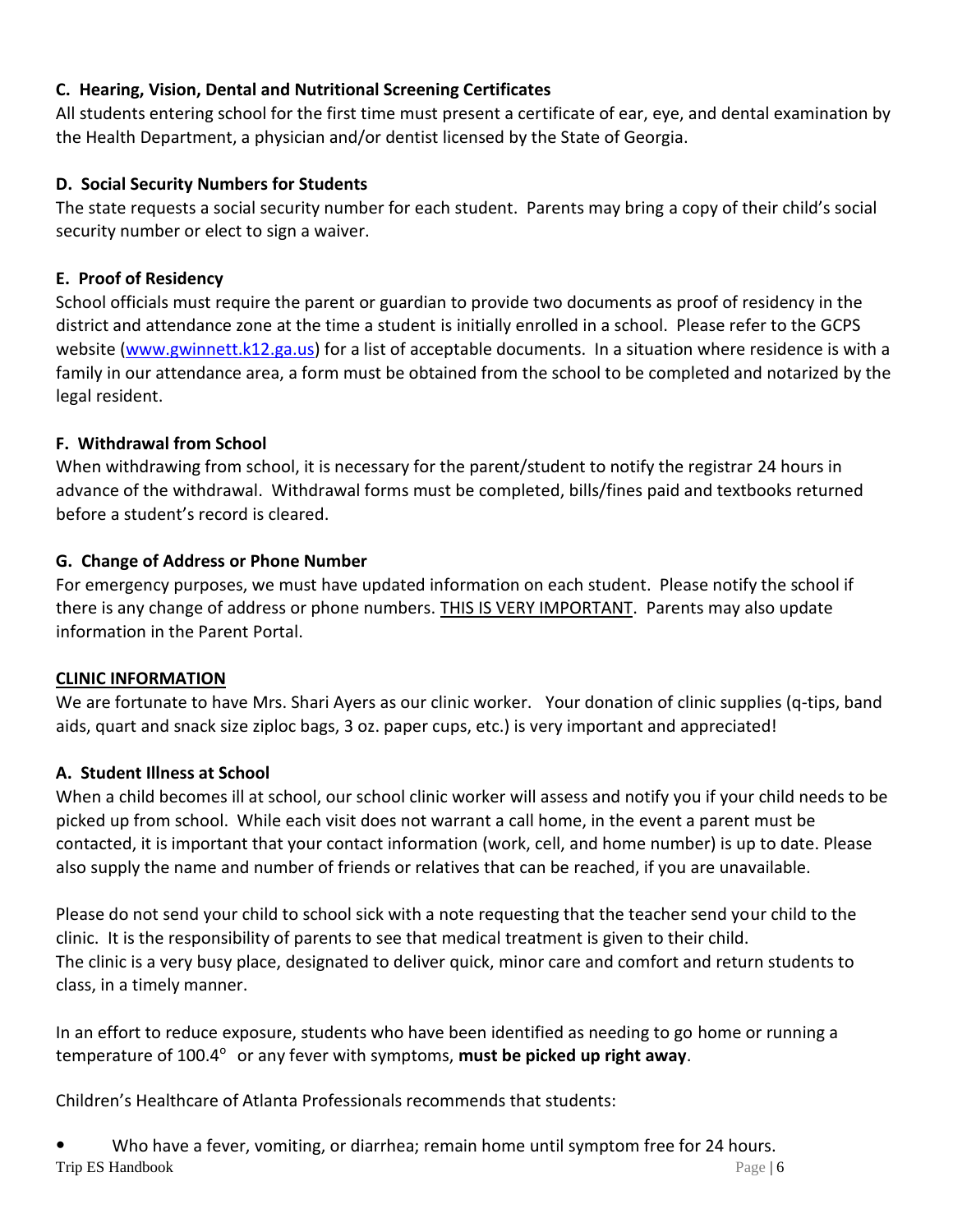### C. Hearing, Vision, Dental and Nutritional Screening Certificates

All students entering school for the first time must present a certificate of ear, eye, and dental examination by the Health Department, a physician and/or dentist licensed by the State of Georgia.

### D. Social Security Numbers for Students

The state requests a social security number for each student. Parents may bring a copy of their child's social security number or elect to sign a waiver.

### E. Proof of Residency

School officials must require the parent or guardian to provide two documents as proof of residency in the district and attendance zone at the time a student is initially enrolled in a school. Please refer to the GCPS website (www.gwinnett.k12.ga.us) for a list of acceptable documents. In a situation where residence is with a family in our attendance area, a form must be obtained from the school to be completed and notarized by the legal resident.

### F. Withdrawal from School

When withdrawing from school, it is necessary for the parent/student to notify the registrar 24 hours in advance of the withdrawal. Withdrawal forms must be completed, bills/fines paid and textbooks returned before a student's record is cleared.

### G. Change of Address or Phone Number

For emergency purposes, we must have updated information on each student. Please notify the school if there is any change of address or phone numbers. <u>THIS IS VERY IMPORTANT</u>. Parents may also update information in the Parent Portal.

## CLINIC INFORMATION

We are fortunate to have Mrs. Shari Ayers as our clinic worker. Your donation of clinic supplies (q-tips, band aids, quart and snack size ziploc bags, 3 oz. paper cups, etc.) is very important and appreciated!

### A. Student Illness at School

When a child becomes ill at school, our school clinic worker will assess and notify you if your child needs to be picked up from school. While each visit does not warrant a call home, in the event a parent must be contacted, it is important that your contact information (work, cell, and home number) is up to date. Please also supply the name and number of friends or relatives that can be reached, if you are unavailable.

Please do not send your child to school sick with a note requesting that the teacher send your child to the clinic. It is the responsibility of parents to see that medical treatment is given to their child. The clinic is a very busy place, designated to deliver quick, minor care and comfort and return students to class, in a timely manner.

In an effort to reduce exposure, students who have been identified as needing to go home or running a temperature of 100.4° or any fever with symptoms, **must be picked up right away**.

Children's Healthcare of Atlanta Professionals recommends that students:

- Who have a fever, vomiting, or diarrhea; remain home until symptom free for 24 hours.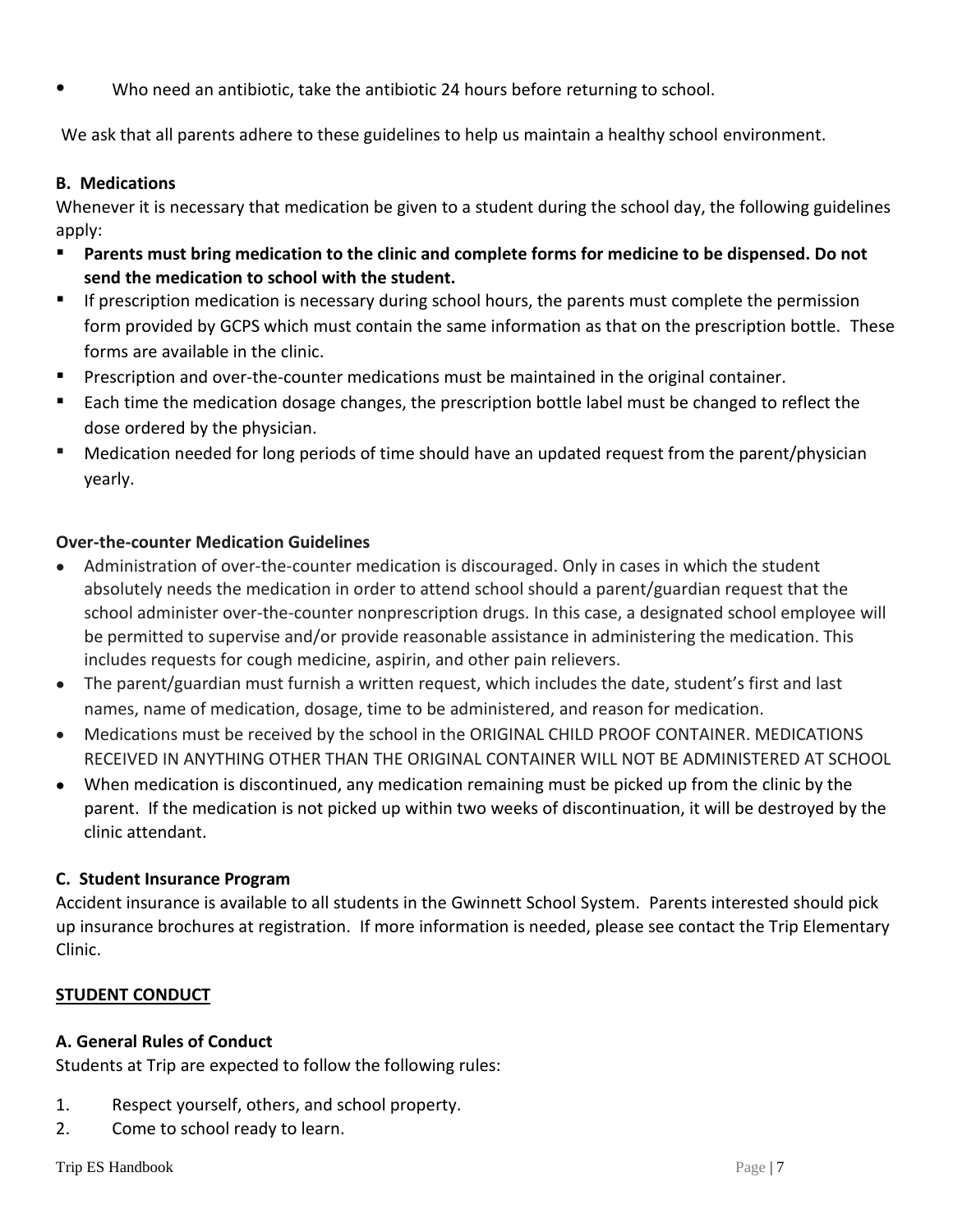- Who need an antibiotic, take the antibiotic 24 hours before returning to school.

We ask that all parents adhere to these guidelines to help us maintain a healthy school environment.

### B. Medications

Whenever it is necessary that medication be given to a student during the school day, the following guidelines apply:

- **Parents must bring medication to the clinic and complete forms for medicine to be dispensed. Do not send the medication to school with the student.**
- If prescription medication is necessary during school hours, the parents must complete the permission form provided by GCPS which must contain the same information as that on the prescription bottle. These forms are available in the clinic.
- Prescription and over-the-counter medications must be maintained in the original container.
- Each time the medication dosage changes, the prescription bottle label must be changed to reflect the dose ordered by the physician.
- Medication needed for long periods of time should have an updated request from the parent/physician yearly.

#### Over-the-counter Medication Guidelines

- Administration of over-the-counter medication is discouraged. Only in cases in which the student absolutely needs the medication in order to attend school should a parent/guardian request that the school administer over-the-counter nonprescription drugs. In this case, a designated school employee will be permitted to supervise and/or provide reasonable assistance in administering the medication. This includes requests for cough medicine, aspirin, and other pain relievers.
- The parent/guardian must furnish a written request, which includes the date, student's first and last names, name of medication, dosage, time to be administered, and reason for medication.
- Medications must be received by the school in the ORIGINAL CHILD PROOF CONTAINER. MEDICATIONS RECEIVED IN ANYTHING OTHER THAN THE ORIGINAL CONTAINER WILL NOT BE ADMINISTERED AT SCHOOL
- When medication is discontinued, any medication remaining must be picked up from the clinic by the parent. If the medication is not picked up within two weeks of discontinuation, it will be destroyed by the clinic attendant.

### C. Student Insurance Program

Accident insurance is available to all students in the Gwinnett School System. Parents interested should pick up insurance brochures at registration. If more information is needed, please see contact the Trip Elementary Clinic.

## STUDENT CONDUCT

### A. General Rules of Conduct

Students at Trip are expected to follow the following rules:

1. Respect yourself, others, and school property.
2. Come to school ready to learn.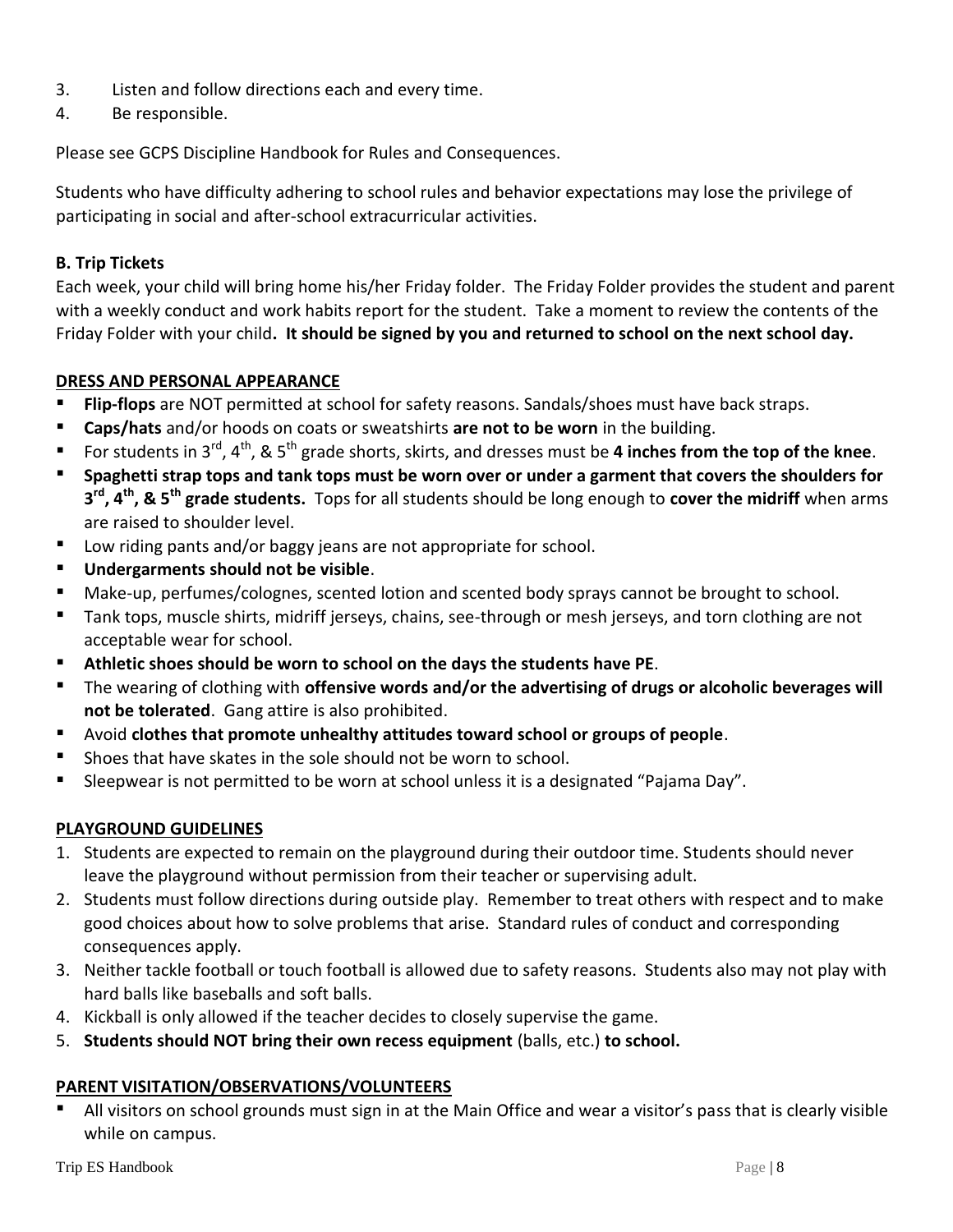3. Listen and follow directions each and every time.
4. Be responsible.

Please see GCPS Discipline Handbook for Rules and Consequences.

Students who have difficulty adhering to school rules and behavior expectations may lose the privilege of participating in social and after-school extracurricular activities.

**B. Trip Tickets**

Each week, your child will bring home his/her Friday folder. The Friday Folder provides the student and parent with a weekly conduct and work habits report for the student. Take a moment to review the contents of the Friday Folder with your child**. It should be signed by you and returned to school on the next school day.**

## DRESS AND PERSONAL APPEARANCE

- **Flip-flops** are NOT permitted at school for safety reasons. Sandals/shoes must have back straps.
- **Caps/hats** and/or hoods on coats or sweatshirts **are not to be worn** in the building.
- For students in 3rd, 4th, & 5th grade shorts, skirts, and dresses must be **4 inches from the top of the knee**.
- **Spaghetti strap tops and tank tops must be worn over or under a garment that covers the shoulders for 3rd, 4th, & 5th grade students.** Tops for all students should be long enough to **cover the midriff** when arms are raised to shoulder level.
- Low riding pants and/or baggy jeans are not appropriate for school.
- **Undergarments should not be visible**.
- Make-up, perfumes/colognes, scented lotion and scented body sprays cannot be brought to school.
- Tank tops, muscle shirts, midriff jerseys, chains, see-through or mesh jerseys, and torn clothing are not acceptable wear for school.
- **Athletic shoes should be worn to school on the days the students have PE**.
- The wearing of clothing with **offensive words and/or the advertising of drugs or alcoholic beverages will not be tolerated**. Gang attire is also prohibited.
- Avoid **clothes that promote unhealthy attitudes toward school or groups of people**.
- Shoes that have skates in the sole should not be worn to school.
- Sleepwear is not permitted to be worn at school unless it is a designated "Pajama Day".

## PLAYGROUND GUIDELINES

1. Students are expected to remain on the playground during their outdoor time. Students should never leave the playground without permission from their teacher or supervising adult.
2. Students must follow directions during outside play. Remember to treat others with respect and to make good choices about how to solve problems that arise. Standard rules of conduct and corresponding consequences apply.
3. Neither tackle football or touch football is allowed due to safety reasons. Students also may not play with hard balls like baseballs and soft balls.
4. Kickball is only allowed if the teacher decides to closely supervise the game.
5. **Students should NOT bring their own recess equipment** (balls, etc.) **to school.**

## PARENT VISITATION/OBSERVATIONS/VOLUNTEERS

- All visitors on school grounds must sign in at the Main Office and wear a visitor's pass that is clearly visible while on campus.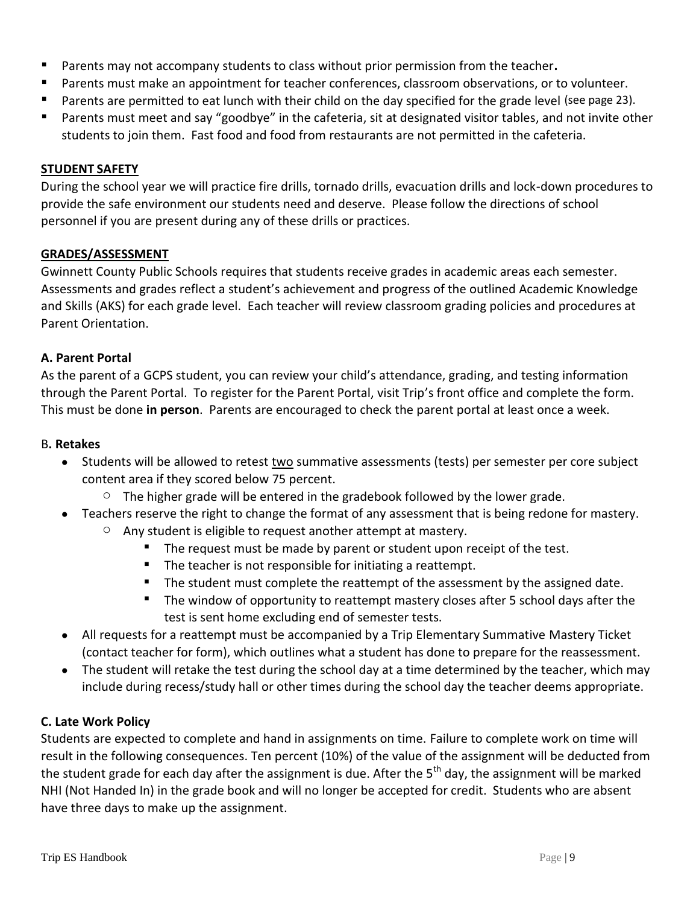- Parents may not accompany students to class without prior permission from the teacher**.**
- Parents must make an appointment for teacher conferences, classroom observations, or to volunteer.
- Parents are permitted to eat lunch with their child on the day specified for the grade level (see page 23).
- Parents must meet and say "goodbye" in the cafeteria, sit at designated visitor tables, and not invite other students to join them. Fast food and food from restaurants are not permitted in the cafeteria.

## STUDENT SAFETY

During the school year we will practice fire drills, tornado drills, evacuation drills and lock-down procedures to provide the safe environment our students need and deserve. Please follow the directions of school personnel if you are present during any of these drills or practices.

## GRADES/ASSESSMENT

Gwinnett County Public Schools requires that students receive grades in academic areas each semester. Assessments and grades reflect a student's achievement and progress of the outlined Academic Knowledge and Skills (AKS) for each grade level. Each teacher will review classroom grading policies and procedures at Parent Orientation.

### A. Parent Portal

As the parent of a GCPS student, you can review your child's attendance, grading, and testing information through the Parent Portal. To register for the Parent Portal, visit Trip's front office and complete the form. This must be done **in person**. Parents are encouraged to check the parent portal at least once a week.

### B. Retakes

- Students will be allowed to retest <u>two</u> summative assessments (tests) per semester per core subject content area if they scored below 75 percent.
  - The higher grade will be entered in the gradebook followed by the lower grade.
- Teachers reserve the right to change the format of any assessment that is being redone for mastery.
  - Any student is eligible to request another attempt at mastery.
    - The request must be made by parent or student upon receipt of the test.
    - The teacher is not responsible for initiating a reattempt.
    - The student must complete the reattempt of the assessment by the assigned date.
    - The window of opportunity to reattempt mastery closes after 5 school days after the test is sent home excluding end of semester tests.
- All requests for a reattempt must be accompanied by a Trip Elementary Summative Mastery Ticket (contact teacher for form), which outlines what a student has done to prepare for the reassessment.
- The student will retake the test during the school day at a time determined by the teacher, which may include during recess/study hall or other times during the school day the teacher deems appropriate.

### C. Late Work Policy

Students are expected to complete and hand in assignments on time. Failure to complete work on time will result in the following consequences. Ten percent (10%) of the value of the assignment will be deducted from the student grade for each day after the assignment is due. After the 5th day, the assignment will be marked NHI (Not Handed In) in the grade book and will no longer be accepted for credit. Students who are absent have three days to make up the assignment.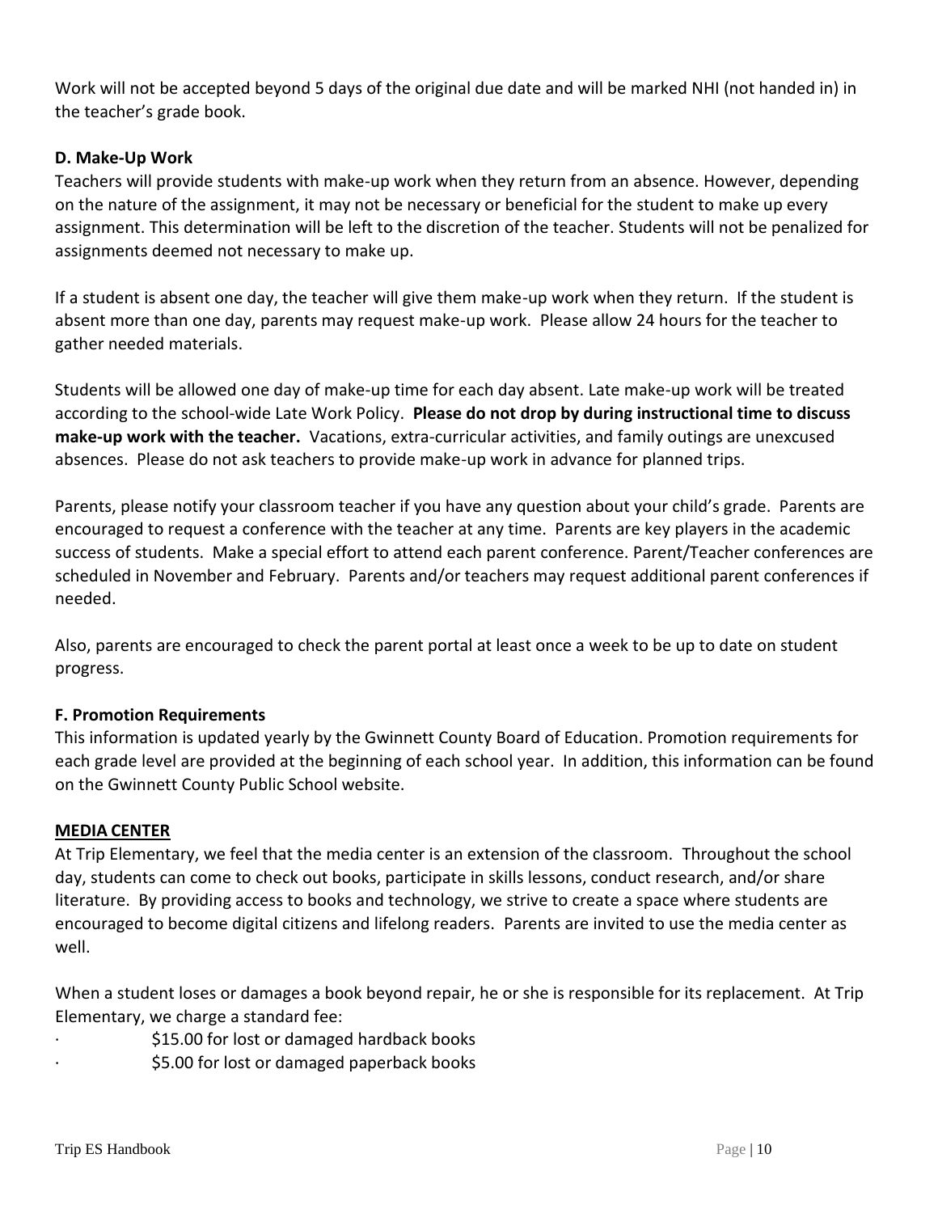Work will not be accepted beyond 5 days of the original due date and will be marked NHI (not handed in) in the teacher's grade book.

### D. Make-Up Work

Teachers will provide students with make-up work when they return from an absence. However, depending on the nature of the assignment, it may not be necessary or beneficial for the student to make up every assignment. This determination will be left to the discretion of the teacher. Students will not be penalized for assignments deemed not necessary to make up.

If a student is absent one day, the teacher will give them make-up work when they return. If the student is absent more than one day, parents may request make-up work. Please allow 24 hours for the teacher to gather needed materials.

Students will be allowed one day of make-up time for each day absent. Late make-up work will be treated according to the school-wide Late Work Policy. **Please do not drop by during instructional time to discuss make-up work with the teacher.** Vacations, extra-curricular activities, and family outings are unexcused absences. Please do not ask teachers to provide make-up work in advance for planned trips.

Parents, please notify your classroom teacher if you have any question about your child's grade. Parents are encouraged to request a conference with the teacher at any time. Parents are key players in the academic success of students. Make a special effort to attend each parent conference. Parent/Teacher conferences are scheduled in November and February. Parents and/or teachers may request additional parent conferences if needed.

Also, parents are encouraged to check the parent portal at least once a week to be up to date on student progress.

### F. Promotion Requirements

This information is updated yearly by the Gwinnett County Board of Education. Promotion requirements for each grade level are provided at the beginning of each school year. In addition, this information can be found on the Gwinnett County Public School website.

## MEDIA CENTER

At Trip Elementary, we feel that the media center is an extension of the classroom. Throughout the school day, students can come to check out books, participate in skills lessons, conduct research, and/or share literature. By providing access to books and technology, we strive to create a space where students are encouraged to become digital citizens and lifelong readers. Parents are invited to use the media center as well.

When a student loses or damages a book beyond repair, he or she is responsible for its replacement. At Trip Elementary, we charge a standard fee:

- $15.00 for lost or damaged hardback books
- $5.00 for lost or damaged paperback books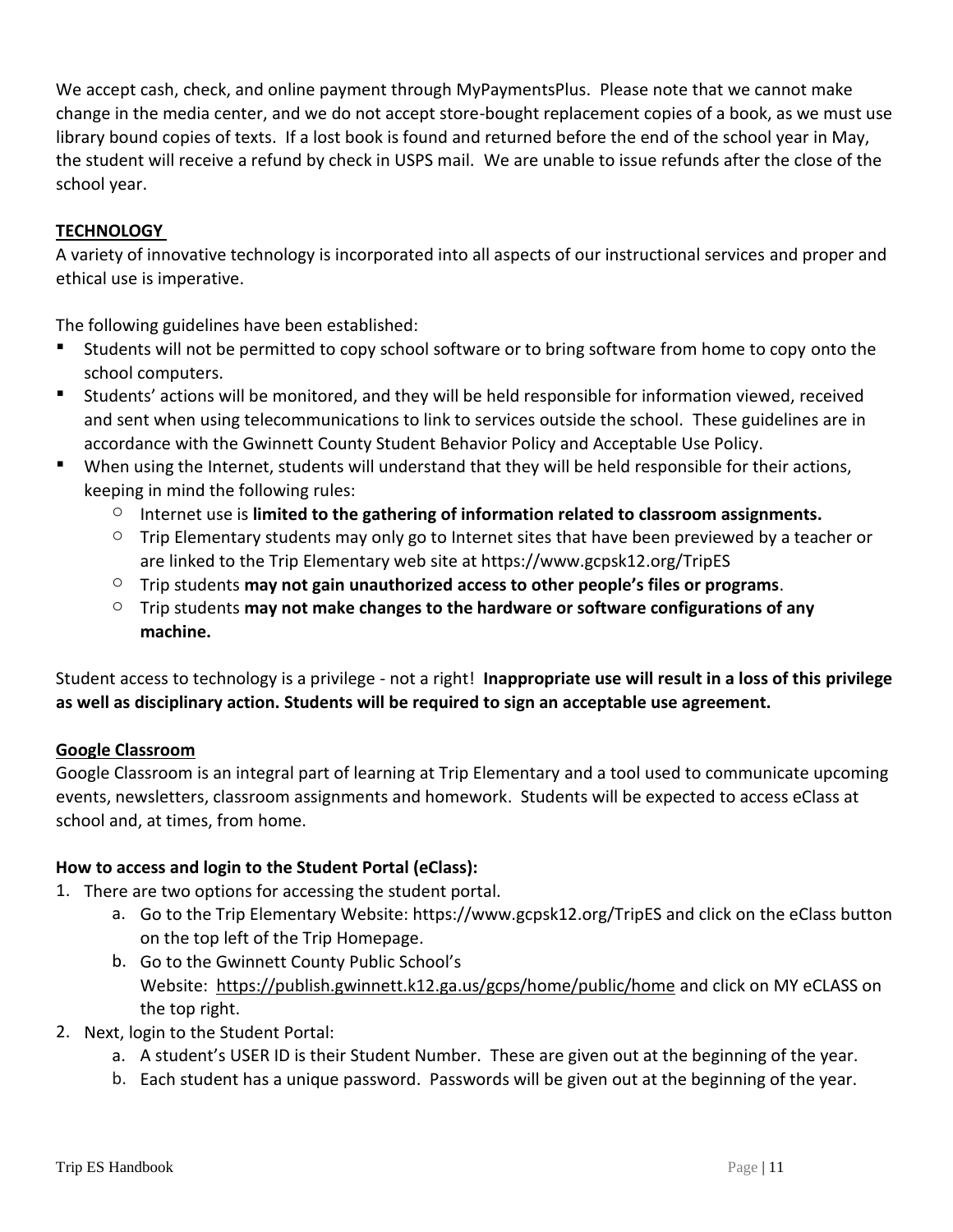We accept cash, check, and online payment through MyPaymentsPlus. Please note that we cannot make change in the media center, and we do not accept store-bought replacement copies of a book, as we must use library bound copies of texts. If a lost book is found and returned before the end of the school year in May, the student will receive a refund by check in USPS mail. We are unable to issue refunds after the close of the school year.

## TECHNOLOGY

A variety of innovative technology is incorporated into all aspects of our instructional services and proper and ethical use is imperative.

The following guidelines have been established:

- Students will not be permitted to copy school software or to bring software from home to copy onto the school computers.
- Students' actions will be monitored, and they will be held responsible for information viewed, received and sent when using telecommunications to link to services outside the school. These guidelines are in accordance with the Gwinnett County Student Behavior Policy and Acceptable Use Policy.
- When using the Internet, students will understand that they will be held responsible for their actions, keeping in mind the following rules:
  - Internet use is **limited to the gathering of information related to classroom assignments.**
  - Trip Elementary students may only go to Internet sites that have been previewed by a teacher or are linked to the Trip Elementary web site at https://www.gcpsk12.org/TripES
  - Trip students **may not gain unauthorized access to other people's files or programs**.
  - Trip students **may not make changes to the hardware or software configurations of any machine.**

Student access to technology is a privilege - not a right! **Inappropriate use will result in a loss of this privilege as well as disciplinary action. Students will be required to sign an acceptable use agreement.**

### Google Classroom

Google Classroom is an integral part of learning at Trip Elementary and a tool used to communicate upcoming events, newsletters, classroom assignments and homework. Students will be expected to access eClass at school and, at times, from home.

**How to access and login to the Student Portal (eClass):**

1. There are two options for accessing the student portal.
   a. Go to the Trip Elementary Website: https://www.gcpsk12.org/TripES and click on the eClass button on the top left of the Trip Homepage.
   b. Go to the Gwinnett County Public School's Website: https://publish.gwinnett.k12.ga.us/gcps/home/public/home and click on MY eCLASS on the top right.
2. Next, login to the Student Portal:
   a. A student's USER ID is their Student Number. These are given out at the beginning of the year.
   b. Each student has a unique password. Passwords will be given out at the beginning of the year.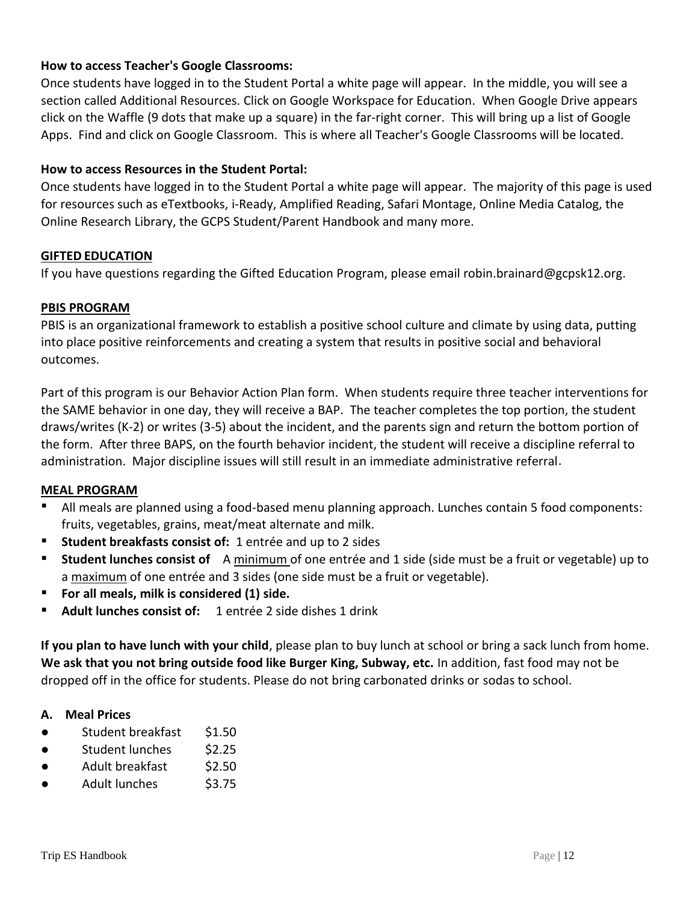**How to access Teacher's Google Classrooms:**
Once students have logged in to the Student Portal a white page will appear. In the middle, you will see a section called Additional Resources. Click on Google Workspace for Education. When Google Drive appears click on the Waffle (9 dots that make up a square) in the far-right corner. This will bring up a list of Google Apps. Find and click on Google Classroom. This is where all Teacher's Google Classrooms will be located.

**How to access Resources in the Student Portal:**
Once students have logged in to the Student Portal a white page will appear. The majority of this page is used for resources such as eTextbooks, i-Ready, Amplified Reading, Safari Montage, Online Media Catalog, the Online Research Library, the GCPS Student/Parent Handbook and many more.

## GIFTED EDUCATION

If you have questions regarding the Gifted Education Program, please email robin.brainard@gcpsk12.org.

## PBIS PROGRAM

PBIS is an organizational framework to establish a positive school culture and climate by using data, putting into place positive reinforcements and creating a system that results in positive social and behavioral outcomes.

Part of this program is our Behavior Action Plan form. When students require three teacher interventions for the SAME behavior in one day, they will receive a BAP. The teacher completes the top portion, the student draws/writes (K-2) or writes (3-5) about the incident, and the parents sign and return the bottom portion of the form. After three BAPS, on the fourth behavior incident, the student will receive a discipline referral to administration. Major discipline issues will still result in an immediate administrative referral.

## MEAL PROGRAM

- All meals are planned using a food-based menu planning approach. Lunches contain 5 food components: fruits, vegetables, grains, meat/meat alternate and milk.
- **Student breakfasts consist of:** 1 entrée and up to 2 sides
- **Student lunches consist of** A minimum of one entrée and 1 side (side must be a fruit or vegetable) up to a maximum of one entrée and 3 sides (one side must be a fruit or vegetable).
- **For all meals, milk is considered (1) side.**
- **Adult lunches consist of:** 1 entrée 2 side dishes 1 drink

**If you plan to have lunch with your child**, please plan to buy lunch at school or bring a sack lunch from home. **We ask that you not bring outside food like Burger King, Subway, etc.** In addition, fast food may not be dropped off in the office for students. Please do not bring carbonated drinks or sodas to school.

### A. Meal Prices

- Student breakfast $1.50
- Student lunches $2.25
- Adult breakfast $2.50
- Adult lunches $3.75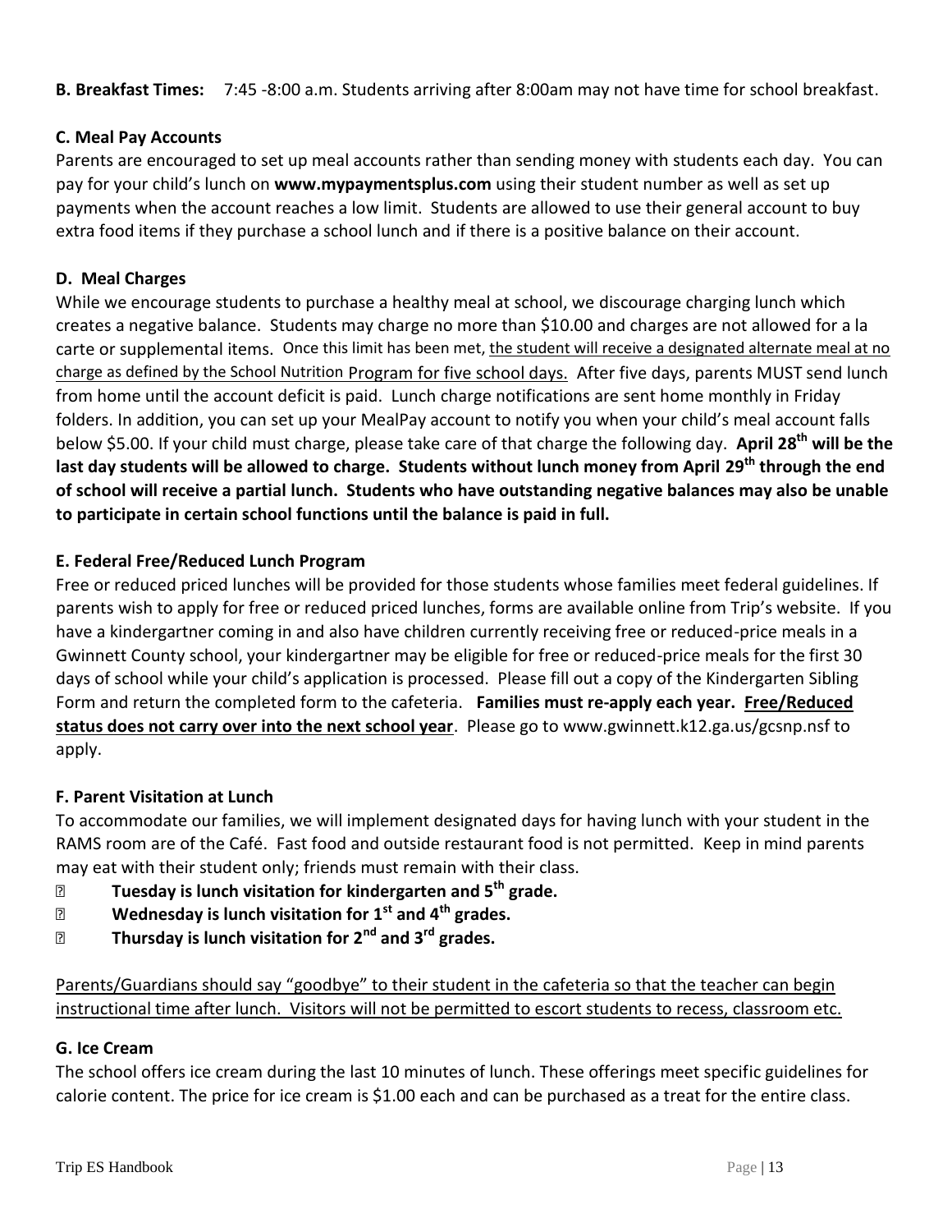**B. Breakfast Times:** 7:45 -8:00 a.m. Students arriving after 8:00am may not have time for school breakfast.

### C. Meal Pay Accounts

Parents are encouraged to set up meal accounts rather than sending money with students each day. You can pay for your child's lunch on **www.mypaymentsplus.com** using their student number as well as set up payments when the account reaches a low limit. Students are allowed to use their general account to buy extra food items if they purchase a school lunch and if there is a positive balance on their account.

### D. Meal Charges

While we encourage students to purchase a healthy meal at school, we discourage charging lunch which creates a negative balance. Students may charge no more than $10.00 and charges are not allowed for a la carte or supplemental items. Once this limit has been met, <u>the student will receive a designated alternate meal at no charge as defined by the School Nutrition Program for five school days.</u> After five days, parents MUST send lunch from home until the account deficit is paid. Lunch charge notifications are sent home monthly in Friday folders. In addition, you can set up your MealPay account to notify you when your child's meal account falls below $5.00. If your child must charge, please take care of that charge the following day. **April 28th will be the last day students will be allowed to charge. Students without lunch money from April 29th through the end of school will receive a partial lunch. Students who have outstanding negative balances may also be unable to participate in certain school functions until the balance is paid in full.**

### E. Federal Free/Reduced Lunch Program

Free or reduced priced lunches will be provided for those students whose families meet federal guidelines. If parents wish to apply for free or reduced priced lunches, forms are available online from Trip's website. If you have a kindergartner coming in and also have children currently receiving free or reduced-price meals in a Gwinnett County school, your kindergartner may be eligible for free or reduced-price meals for the first 30 days of school while your child's application is processed. Please fill out a copy of the Kindergarten Sibling Form and return the completed form to the cafeteria. **Families must re-apply each year. <u>Free/Reduced status does not carry over into the next school year</u>**. Please go to www.gwinnett.k12.ga.us/gcsnp.nsf to apply.

### F. Parent Visitation at Lunch

To accommodate our families, we will implement designated days for having lunch with your student in the RAMS room are of the Café. Fast food and outside restaurant food is not permitted. Keep in mind parents may eat with their student only; friends must remain with their class.

- **Tuesday is lunch visitation for kindergarten and 5th grade.**
- **Wednesday is lunch visitation for 1st and 4th grades.**
- **Thursday is lunch visitation for 2nd and 3rd grades.**

<u>Parents/Guardians should say "goodbye" to their student in the cafeteria so that the teacher can begin instructional time after lunch. Visitors will not be permitted to escort students to recess, classroom etc.</u>

### G. Ice Cream

The school offers ice cream during the last 10 minutes of lunch. These offerings meet specific guidelines for calorie content. The price for ice cream is $1.00 each and can be purchased as a treat for the entire class.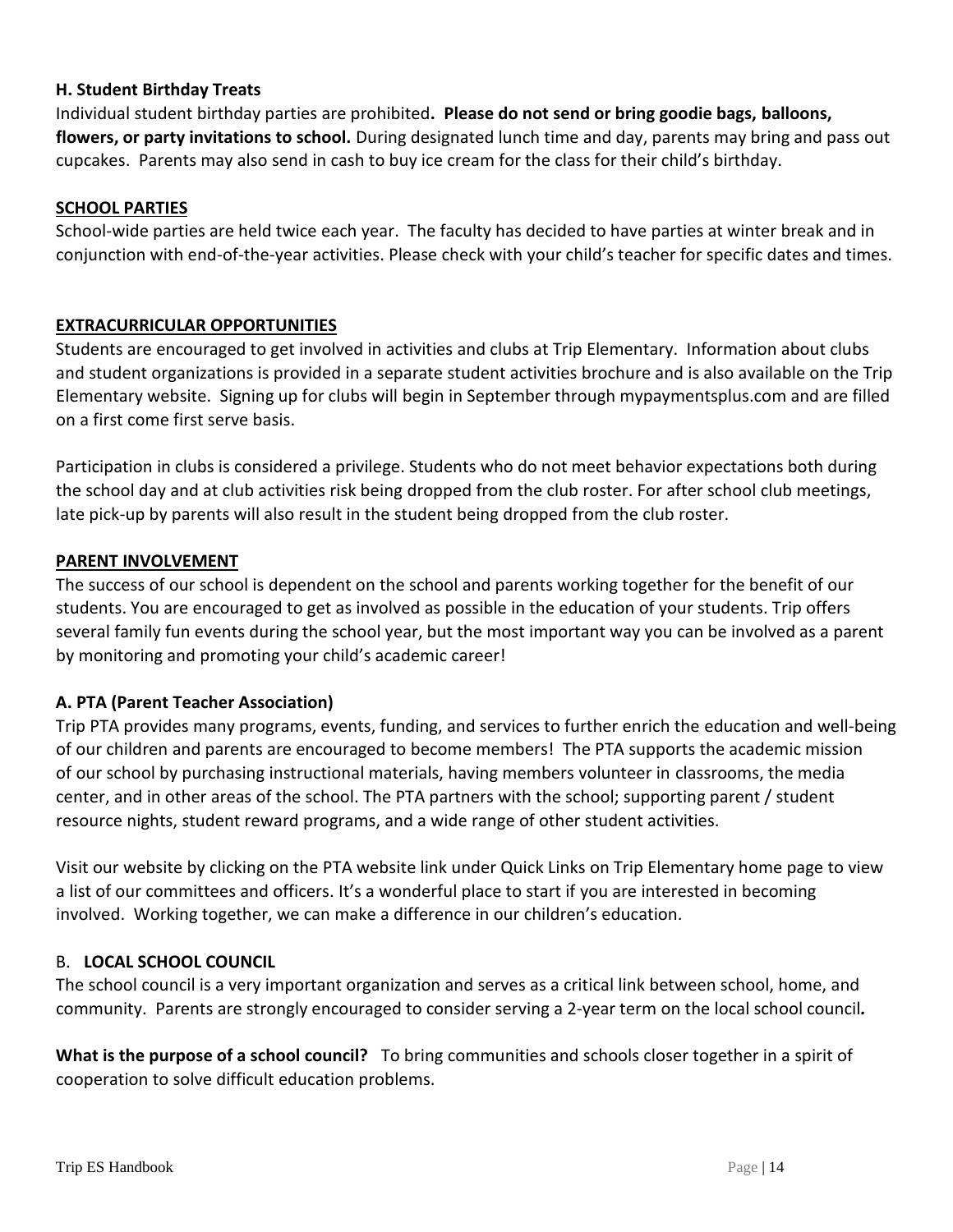**H. Student Birthday Treats**

Individual student birthday parties are prohibited**. Please do not send or bring goodie bags, balloons, flowers, or party invitations to school.** During designated lunch time and day, parents may bring and pass out cupcakes. Parents may also send in cash to buy ice cream for the class for their child's birthday.

## SCHOOL PARTIES

School-wide parties are held twice each year. The faculty has decided to have parties at winter break and in conjunction with end-of-the-year activities. Please check with your child's teacher for specific dates and times.

## EXTRACURRICULAR OPPORTUNITIES

Students are encouraged to get involved in activities and clubs at Trip Elementary. Information about clubs and student organizations is provided in a separate student activities brochure and is also available on the Trip Elementary website. Signing up for clubs will begin in September through mypaymentsplus.com and are filled on a first come first serve basis.

Participation in clubs is considered a privilege. Students who do not meet behavior expectations both during the school day and at club activities risk being dropped from the club roster. For after school club meetings, late pick-up by parents will also result in the student being dropped from the club roster.

## PARENT INVOLVEMENT

The success of our school is dependent on the school and parents working together for the benefit of our students. You are encouraged to get as involved as possible in the education of your students. Trip offers several family fun events during the school year, but the most important way you can be involved as a parent by monitoring and promoting your child's academic career!

**A. PTA (Parent Teacher Association)**

Trip PTA provides many programs, events, funding, and services to further enrich the education and well-being of our children and parents are encouraged to become members! The PTA supports the academic mission of our school by purchasing instructional materials, having members volunteer in classrooms, the media center, and in other areas of the school. The PTA partners with the school; supporting parent / student resource nights, student reward programs, and a wide range of other student activities.

Visit our website by clicking on the PTA website link under Quick Links on Trip Elementary home page to view a list of our committees and officers. It's a wonderful place to start if you are interested in becoming involved. Working together, we can make a difference in our children's education.

B. **LOCAL SCHOOL COUNCIL**

The school council is a very important organization and serves as a critical link between school, home, and community. Parents are strongly encouraged to consider serving a 2-year term on the local school council*.*

**What is the purpose of a school council?** To bring communities and schools closer together in a spirit of cooperation to solve difficult education problems.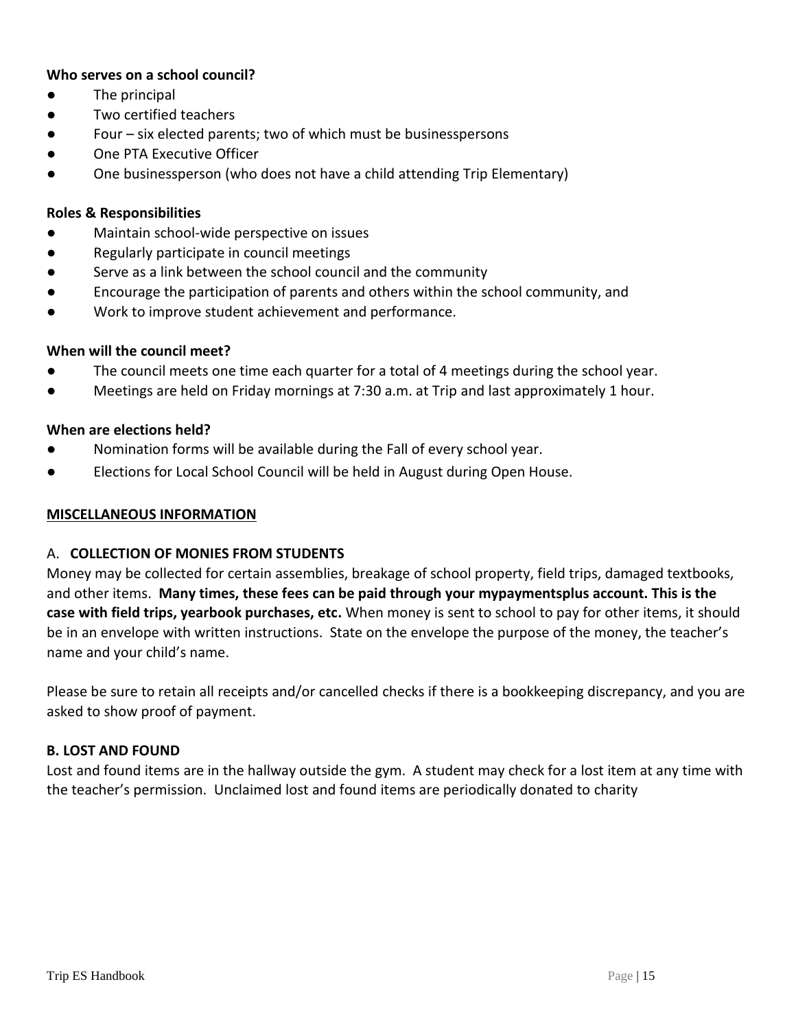**Who serves on a school council?**

- The principal
- Two certified teachers
- Four – six elected parents; two of which must be businesspersons
- One PTA Executive Officer
- One businessperson (who does not have a child attending Trip Elementary)

**Roles & Responsibilities**

- Maintain school-wide perspective on issues
- Regularly participate in council meetings
- Serve as a link between the school council and the community
- Encourage the participation of parents and others within the school community, and
- Work to improve student achievement and performance.

**When will the council meet?**

- The council meets one time each quarter for a total of 4 meetings during the school year.
- Meetings are held on Friday mornings at 7:30 a.m. at Trip and last approximately 1 hour.

**When are elections held?**

- Nomination forms will be available during the Fall of every school year.
- Elections for Local School Council will be held in August during Open House.

## MISCELLANEOUS INFORMATION

### A. COLLECTION OF MONIES FROM STUDENTS

Money may be collected for certain assemblies, breakage of school property, field trips, damaged textbooks, and other items. **Many times, these fees can be paid through your mypaymentsplus account. This is the case with field trips, yearbook purchases, etc.** When money is sent to school to pay for other items, it should be in an envelope with written instructions. State on the envelope the purpose of the money, the teacher's name and your child's name.

Please be sure to retain all receipts and/or cancelled checks if there is a bookkeeping discrepancy, and you are asked to show proof of payment.

### B. LOST AND FOUND

Lost and found items are in the hallway outside the gym. A student may check for a lost item at any time with the teacher's permission. Unclaimed lost and found items are periodically donated to charity